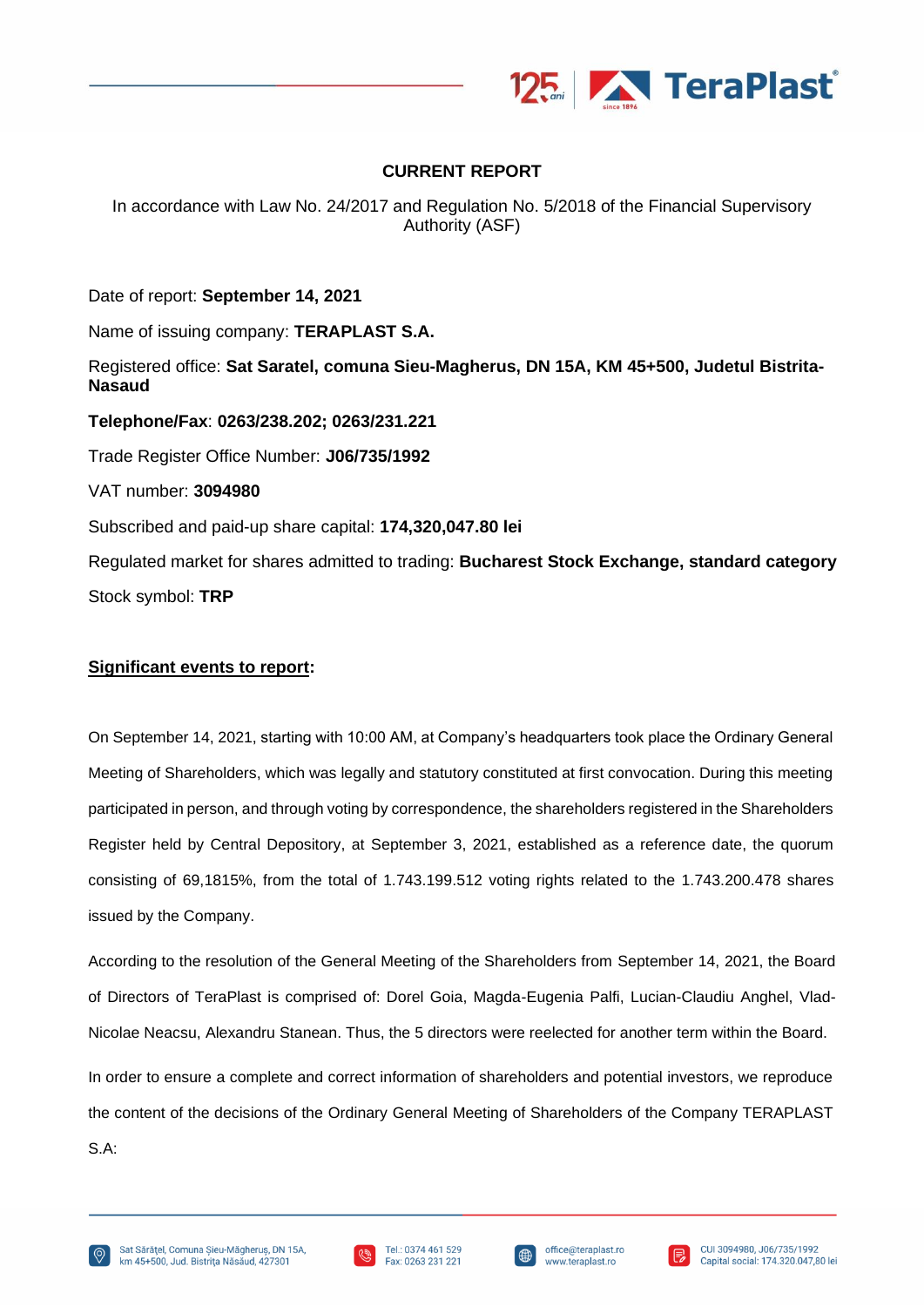**CURRENT REPORT**

In accordance with Law No. 24/2017 and Regulation No. 5/2018 of the Financial Supervisory Authority (ASF)

Date of report: **September 14, 2021**

Name of issuing company: **TERAPLAST S.A.**

Registered office: **Sat Saratel, comuna Sieu-Magherus, DN 15A, KM 45+500, Judetul Bistrita-Nasaud**

**Telephone/Fax**: **0263/238.202; 0263/231.221**

Trade Register Office Number: **J06/735/1992**

VAT number: **3094980**

Subscribed and paid-up share capital: **174,320,047.80 lei**

Regulated market for shares admitted to trading: **Bucharest Stock Exchange, standard category**

Stock symbol: **TRP**

**Significant events to report:**

On September 14, 2021, starting with 10:00 AM, at Company's headquarters took place the Ordinary General Meeting of Shareholders, which was legally and statutory constituted at first convocation. During this meeting participated in person, and through voting by correspondence, the shareholders registered in the Shareholders Register held by Central Depository, at September 3, 2021, established as a reference date, the quorum consisting of 69,1815%, from the total of 1.743.199.512 voting rights related to the 1.743.200.478 shares issued by the Company.

According to the resolution of the General Meeting of the Shareholders from September 14, 2021, the Board of Directors of TeraPlast is comprised of: Dorel Goia, Magda-Eugenia Palfi, Lucian-Claudiu Anghel, Vlad-Nicolae Neacsu, Alexandru Stanean. Thus, the 5 directors were reelected for another term within the Board.

In order to ensure a complete and correct information of shareholders and potential investors, we reproduce the content of the decisions of the Ordinary General Meeting of Shareholders of the Company TERAPLAST S.A: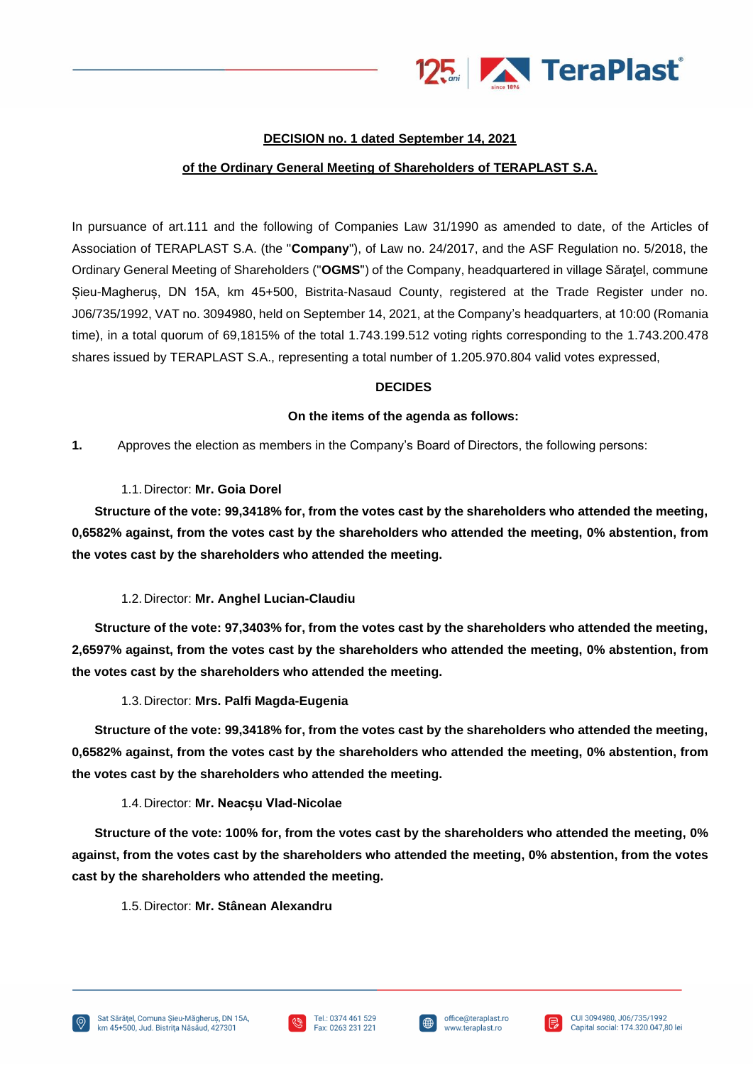**DECISION no. 1 dated September 14, 2021**

**of the Ordinary General Meeting of Shareholders of TERAPLAST S.A.**

In pursuance of art.111 and the following of Companies Law 31/1990 as amended to date, of the Articles of Association of TERAPLAST S.A. (the "**Company**"), of Law no. 24/2017, and the ASF Regulation no. 5/2018, the Ordinary General Meeting of Shareholders ("**OGMS**") of the Company, headquartered in village Sărațel, commune Șieu-Magheruș, DN 15A, km 45+500, Bistrita-Nasaud County, registered at the Trade Register under no. J06/735/1992, VAT no. 3094980, held on September 14, 2021, at the Company's headquarters, at 10:00 (Romania time), in a total quorum of 69,1815% of the total 1.743.199.512 voting rights corresponding to the 1.743.200.478 shares issued by TERAPLAST S.A., representing a total number of 1.205.970.804 valid votes expressed,

**DECIDES**

**On the items of the agenda as follows:**

**1.** Approves the election as members in the Company's Board of Directors, the following persons:

1.1. Director: **Mr. Goia Dorel**

**Structure of the vote: 99,3418% for, from the votes cast by the shareholders who attended the meeting, 0,6582% against, from the votes cast by the shareholders who attended the meeting, 0% abstention, from the votes cast by the shareholders who attended the meeting.**

1.2. Director: **Mr. Anghel Lucian-Claudiu**

**Structure of the vote: 97,3403% for, from the votes cast by the shareholders who attended the meeting, 2,6597% against, from the votes cast by the shareholders who attended the meeting, 0% abstention, from the votes cast by the shareholders who attended the meeting.**

1.3. Director: **Mrs. Palfi Magda-Eugenia**

**Structure of the vote: 99,3418% for, from the votes cast by the shareholders who attended the meeting, 0,6582% against, from the votes cast by the shareholders who attended the meeting, 0% abstention, from the votes cast by the shareholders who attended the meeting.**

1.4. Director: **Mr. Neacșu Vlad-Nicolae**

**Structure of the vote: 100% for, from the votes cast by the shareholders who attended the meeting, 0% against, from the votes cast by the shareholders who attended the meeting, 0% abstention, from the votes cast by the shareholders who attended the meeting.**

1.5. Director: **Mr. Stânean Alexandru**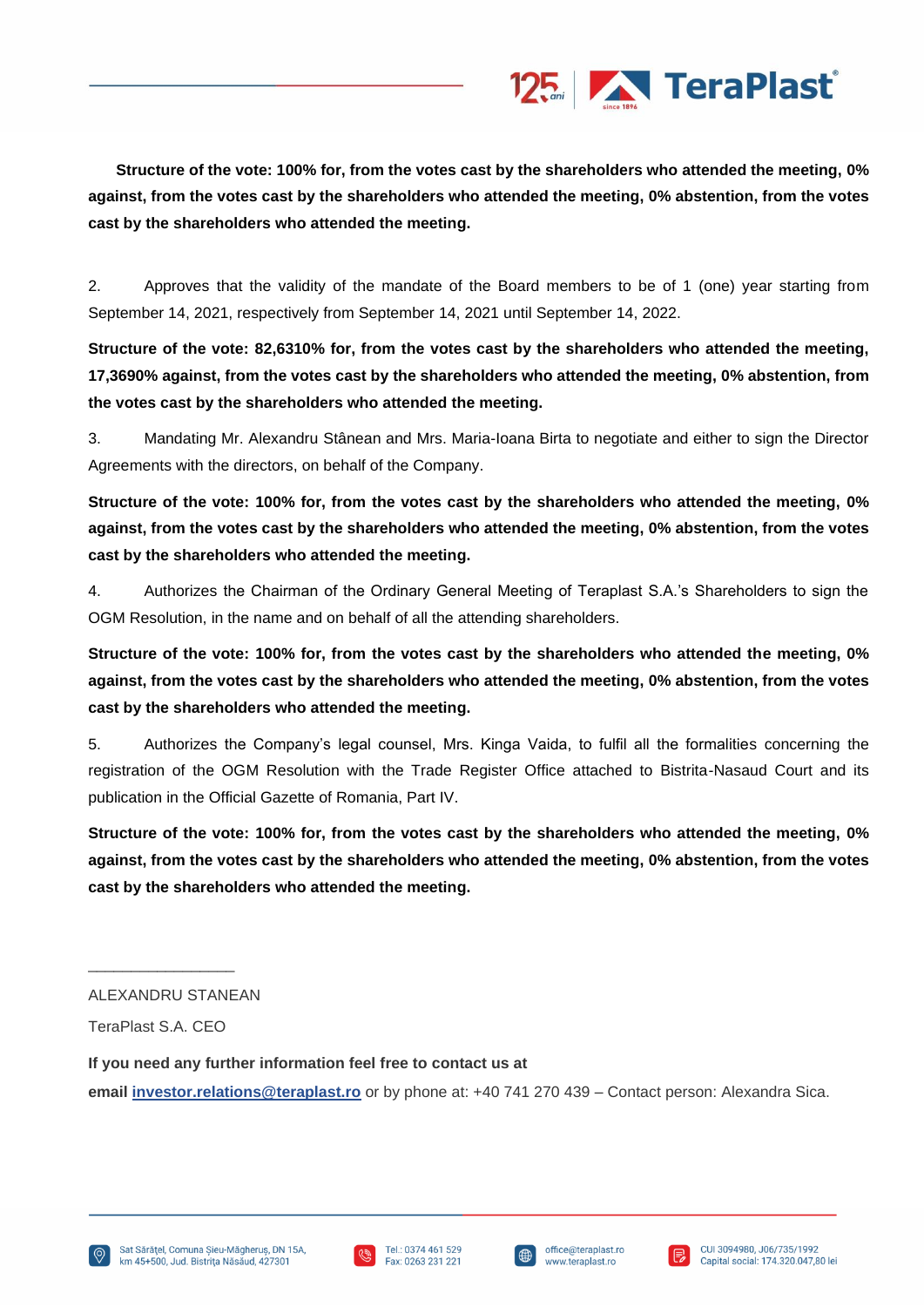**Structure of the vote: 100% for, from the votes cast by the shareholders who attended the meeting, 0% against, from the votes cast by the shareholders who attended the meeting, 0% abstention, from the votes cast by the shareholders who attended the meeting.**

2. Approves that the validity of the mandate of the Board members to be of 1 (one) year starting from September 14, 2021, respectively from September 14, 2021 until September 14, 2022.

**Structure of the vote: 82,6310% for, from the votes cast by the shareholders who attended the meeting, 17,3690% against, from the votes cast by the shareholders who attended the meeting, 0% abstention, from the votes cast by the shareholders who attended the meeting.**

3. Mandating Mr. Alexandru Stânean and Mrs. Maria-Ioana Birta to negotiate and either to sign the Director Agreements with the directors, on behalf of the Company.

**Structure of the vote: 100% for, from the votes cast by the shareholders who attended the meeting, 0% against, from the votes cast by the shareholders who attended the meeting, 0% abstention, from the votes cast by the shareholders who attended the meeting.**

4. Authorizes the Chairman of the Ordinary General Meeting of Teraplast S.A.'s Shareholders to sign the OGM Resolution, in the name and on behalf of all the attending shareholders.

**Structure of the vote: 100% for, from the votes cast by the shareholders who attended the meeting, 0% against, from the votes cast by the shareholders who attended the meeting, 0% abstention, from the votes cast by the shareholders who attended the meeting.**

5. Authorizes the Company's legal counsel, Mrs. Kinga Vaida, to fulfil all the formalities concerning the registration of the OGM Resolution with the Trade Register Office attached to Bistrita-Nasaud Court and its publication in the Official Gazette of Romania, Part IV.

**Structure of the vote: 100% for, from the votes cast by the shareholders who attended the meeting, 0% against, from the votes cast by the shareholders who attended the meeting, 0% abstention, from the votes cast by the shareholders who attended the meeting.**

\_\_\_\_\_\_\_\_\_\_\_\_\_\_\_\_\_

ALEXANDRU STANEAN

TeraPlast S.A. CEO

**If you need any further information feel free to contact us at**

**email investor.relations@teraplast.ro** or by phone at: +40 741 270 439 – Contact person: Alexandra Sica.